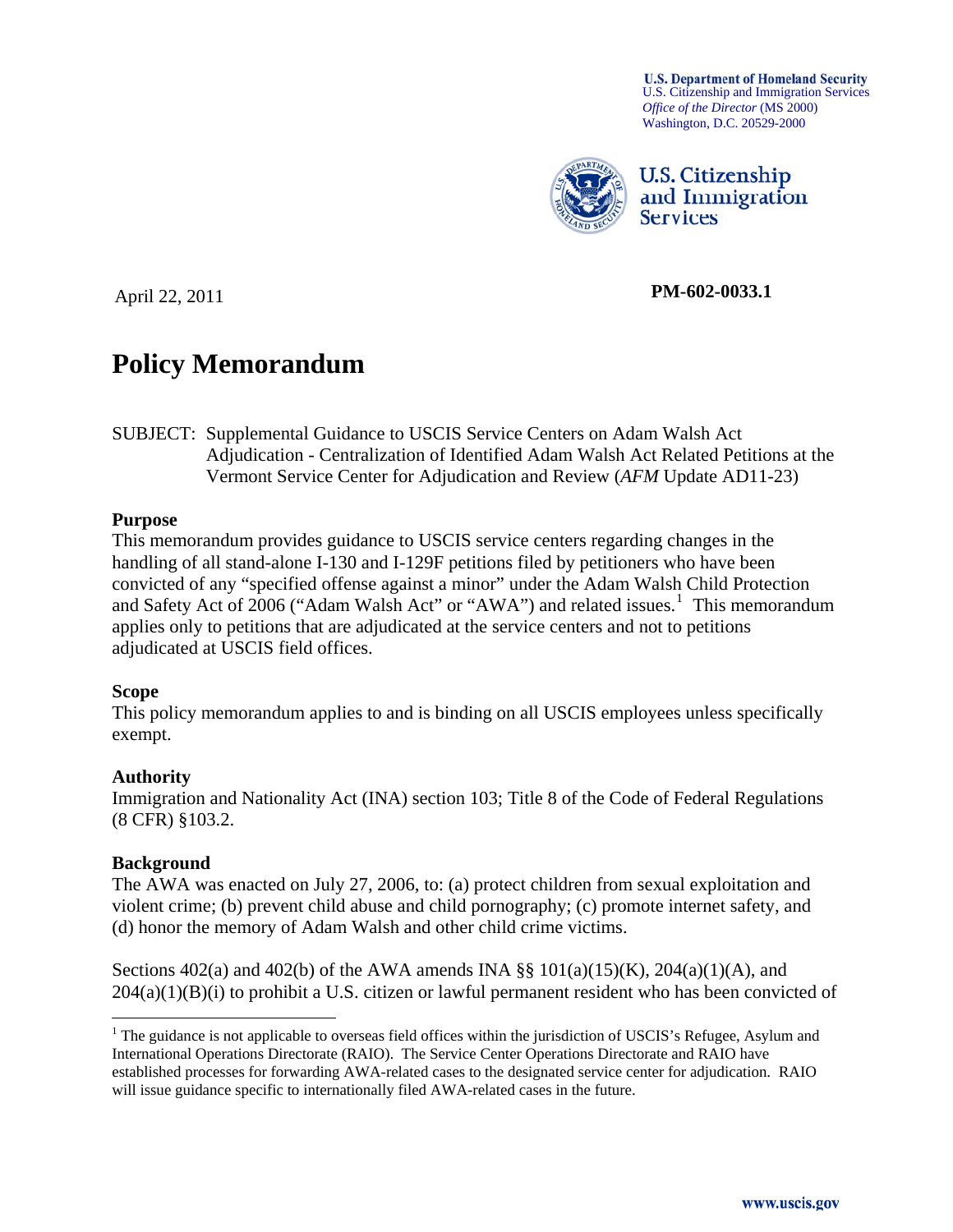**U.S. Department of Homeland Security**
U.S. Citizenship and Immigration Services
*Office of the Director* (MS 2000)
Washington, D.C. 20529-2000

U.S. Citizenship and Immigration Services

April 22, 2011 **PM-602-0033.1**

# Policy Memorandum

SUBJECT: Supplemental Guidance to USCIS Service Centers on Adam Walsh Act Adjudication - Centralization of Identified Adam Walsh Act Related Petitions at the Vermont Service Center for Adjudication and Review (*AFM* Update AD11-23)

**Purpose**

This memorandum provides guidance to USCIS service centers regarding changes in the handling of all stand-alone I-130 and I-129F petitions filed by petitioners who have been convicted of any "specified offense against a minor" under the Adam Walsh Child Protection and Safety Act of 2006 ("Adam Walsh Act" or "AWA") and related issues.[1] This memorandum applies only to petitions that are adjudicated at the service centers and not to petitions adjudicated at USCIS field offices.

**Scope**

This policy memorandum applies to and is binding on all USCIS employees unless specifically exempt.

**Authority**

Immigration and Nationality Act (INA) section 103; Title 8 of the Code of Federal Regulations (8 CFR) §103.2.

**Background**

The AWA was enacted on July 27, 2006, to: (a) protect children from sexual exploitation and violent crime; (b) prevent child abuse and child pornography; (c) promote internet safety, and (d) honor the memory of Adam Walsh and other child crime victims.

Sections 402(a) and 402(b) of the AWA amends INA §§ 101(a)(15)(K), 204(a)(1)(A), and 204(a)(1)(B)(i) to prohibit a U.S. citizen or lawful permanent resident who has been convicted of

[1] The guidance is not applicable to overseas field offices within the jurisdiction of USCIS's Refugee, Asylum and International Operations Directorate (RAIO). The Service Center Operations Directorate and RAIO have established processes for forwarding AWA-related cases to the designated service center for adjudication. RAIO will issue guidance specific to internationally filed AWA-related cases in the future.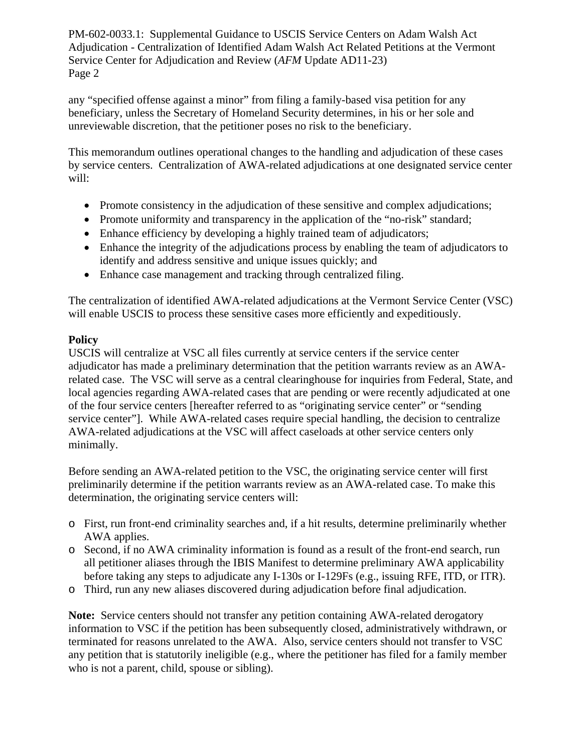any "specified offense against a minor" from filing a family-based visa petition for any beneficiary, unless the Secretary of Homeland Security determines, in his or her sole and unreviewable discretion, that the petitioner poses no risk to the beneficiary.

This memorandum outlines operational changes to the handling and adjudication of these cases by service centers. Centralization of AWA-related adjudications at one designated service center will:

- Promote consistency in the adjudication of these sensitive and complex adjudications;
- Promote uniformity and transparency in the application of the "no-risk" standard;
- Enhance efficiency by developing a highly trained team of adjudicators;
- Enhance the integrity of the adjudications process by enabling the team of adjudicators to identify and address sensitive and unique issues quickly; and
- Enhance case management and tracking through centralized filing.

The centralization of identified AWA-related adjudications at the Vermont Service Center (VSC) will enable USCIS to process these sensitive cases more efficiently and expeditiously.

**Policy**

USCIS will centralize at VSC all files currently at service centers if the service center adjudicator has made a preliminary determination that the petition warrants review as an AWA-related case. The VSC will serve as a central clearinghouse for inquiries from Federal, State, and local agencies regarding AWA-related cases that are pending or were recently adjudicated at one of the four service centers [hereafter referred to as "originating service center" or "sending service center"]. While AWA-related cases require special handling, the decision to centralize AWA-related adjudications at the VSC will affect caseloads at other service centers only minimally.

Before sending an AWA-related petition to the VSC, the originating service center will first preliminarily determine if the petition warrants review as an AWA-related case. To make this determination, the originating service centers will:

- First, run front-end criminality searches and, if a hit results, determine preliminarily whether AWA applies.
- Second, if no AWA criminality information is found as a result of the front-end search, run all petitioner aliases through the IBIS Manifest to determine preliminary AWA applicability before taking any steps to adjudicate any I-130s or I-129Fs (e.g., issuing RFE, ITD, or ITR).
- Third, run any new aliases discovered during adjudication before final adjudication.

**Note:** Service centers should not transfer any petition containing AWA-related derogatory information to VSC if the petition has been subsequently closed, administratively withdrawn, or terminated for reasons unrelated to the AWA. Also, service centers should not transfer to VSC any petition that is statutorily ineligible (e.g., where the petitioner has filed for a family member who is not a parent, child, spouse or sibling).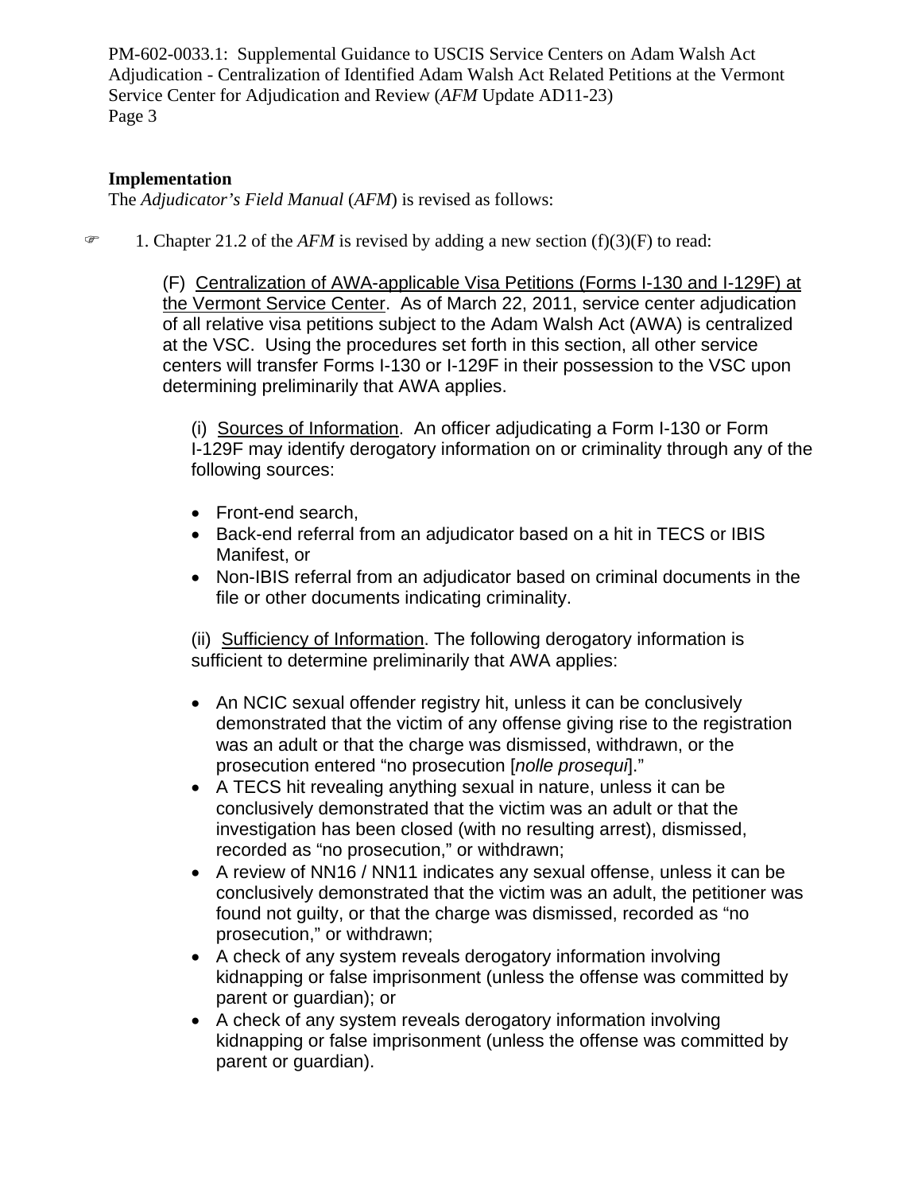**Implementation**

The *Adjudicator's Field Manual* (*AFM*) is revised as follows:

☞ 1. Chapter 21.2 of the *AFM* is revised by adding a new section (f)(3)(F) to read:

(F) Centralization of AWA-applicable Visa Petitions (Forms I-130 and I-129F) at the Vermont Service Center. As of March 22, 2011, service center adjudication of all relative visa petitions subject to the Adam Walsh Act (AWA) is centralized at the VSC. Using the procedures set forth in this section, all other service centers will transfer Forms I-130 or I-129F in their possession to the VSC upon determining preliminarily that AWA applies.

(i) Sources of Information. An officer adjudicating a Form I-130 or Form I-129F may identify derogatory information on or criminality through any of the following sources:

- Front-end search,
- Back-end referral from an adjudicator based on a hit in TECS or IBIS Manifest, or
- Non-IBIS referral from an adjudicator based on criminal documents in the file or other documents indicating criminality.

(ii) Sufficiency of Information. The following derogatory information is sufficient to determine preliminarily that AWA applies:

- An NCIC sexual offender registry hit, unless it can be conclusively demonstrated that the victim of any offense giving rise to the registration was an adult or that the charge was dismissed, withdrawn, or the prosecution entered "no prosecution [*nolle prosequi*]."
- A TECS hit revealing anything sexual in nature, unless it can be conclusively demonstrated that the victim was an adult or that the investigation has been closed (with no resulting arrest), dismissed, recorded as "no prosecution," or withdrawn;
- A review of NN16 / NN11 indicates any sexual offense, unless it can be conclusively demonstrated that the victim was an adult, the petitioner was found not guilty, or that the charge was dismissed, recorded as "no prosecution," or withdrawn;
- A check of any system reveals derogatory information involving kidnapping or false imprisonment (unless the offense was committed by parent or guardian); or
- A check of any system reveals derogatory information involving kidnapping or false imprisonment (unless the offense was committed by parent or guardian).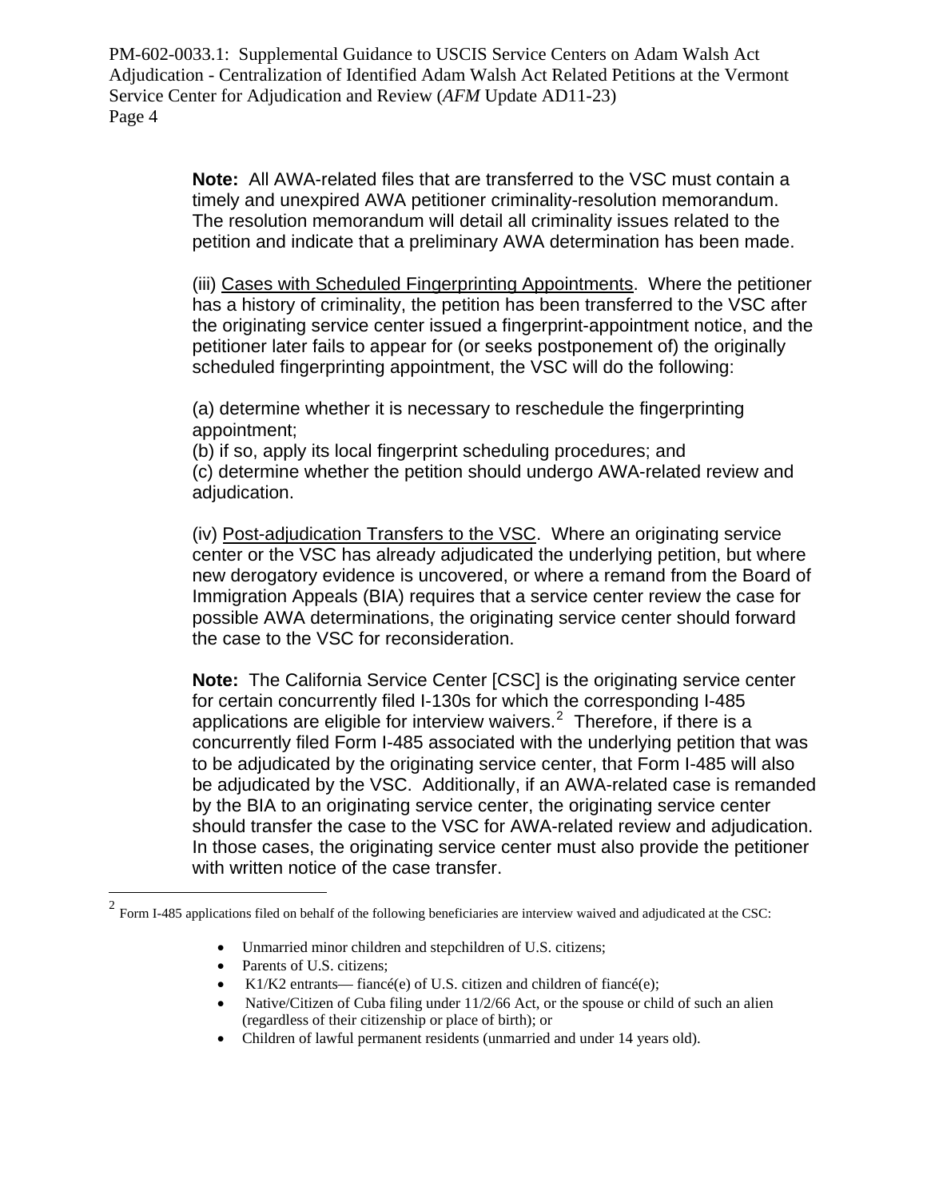**Note:** All AWA-related files that are transferred to the VSC must contain a timely and unexpired AWA petitioner criminality-resolution memorandum. The resolution memorandum will detail all criminality issues related to the petition and indicate that a preliminary AWA determination has been made.

(iii) Cases with Scheduled Fingerprinting Appointments. Where the petitioner has a history of criminality, the petition has been transferred to the VSC after the originating service center issued a fingerprint-appointment notice, and the petitioner later fails to appear for (or seeks postponement of) the originally scheduled fingerprinting appointment, the VSC will do the following:

(a) determine whether it is necessary to reschedule the fingerprinting appointment;
(b) if so, apply its local fingerprint scheduling procedures; and
(c) determine whether the petition should undergo AWA-related review and adjudication.

(iv) Post-adjudication Transfers to the VSC. Where an originating service center or the VSC has already adjudicated the underlying petition, but where new derogatory evidence is uncovered, or where a remand from the Board of Immigration Appeals (BIA) requires that a service center review the case for possible AWA determinations, the originating service center should forward the case to the VSC for reconsideration.

**Note:** The California Service Center [CSC] is the originating service center for certain concurrently filed I-130s for which the corresponding I-485 applications are eligible for interview waivers.[2] Therefore, if there is a concurrently filed Form I-485 associated with the underlying petition that was to be adjudicated by the originating service center, that Form I-485 will also be adjudicated by the VSC. Additionally, if an AWA-related case is remanded by the BIA to an originating service center, the originating service center should transfer the case to the VSC for AWA-related review and adjudication. In those cases, the originating service center must also provide the petitioner with written notice of the case transfer.

---

[2] Form I-485 applications filed on behalf of the following beneficiaries are interview waived and adjudicated at the CSC:

- Unmarried minor children and stepchildren of U.S. citizens;
- Parents of U.S. citizens;
- K1/K2 entrants— fiancé(e) of U.S. citizen and children of fiancé(e);
- Native/Citizen of Cuba filing under 11/2/66 Act, or the spouse or child of such an alien (regardless of their citizenship or place of birth); or
- Children of lawful permanent residents (unmarried and under 14 years old).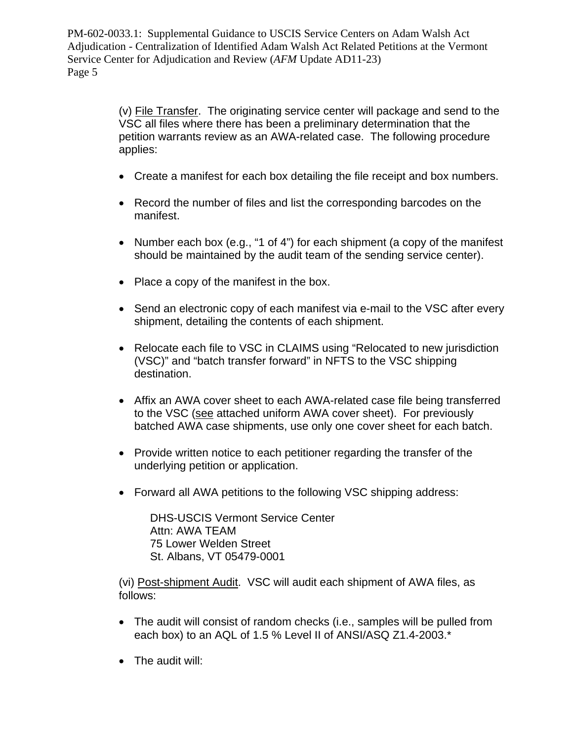(v) File Transfer.  The originating service center will package and send to the VSC all files where there has been a preliminary determination that the petition warrants review as an AWA-related case.  The following procedure applies:

- Create a manifest for each box detailing the file receipt and box numbers.
- Record the number of files and list the corresponding barcodes on the manifest.
- Number each box (e.g., "1 of 4") for each shipment (a copy of the manifest should be maintained by the audit team of the sending service center).
- Place a copy of the manifest in the box.
- Send an electronic copy of each manifest via e-mail to the VSC after every shipment, detailing the contents of each shipment.
- Relocate each file to VSC in CLAIMS using "Relocated to new jurisdiction (VSC)" and "batch transfer forward" in NFTS to the VSC shipping destination.
- Affix an AWA cover sheet to each AWA-related case file being transferred to the VSC (see attached uniform AWA cover sheet).  For previously batched AWA case shipments, use only one cover sheet for each batch.
- Provide written notice to each petitioner regarding the transfer of the underlying petition or application.
- Forward all AWA petitions to the following VSC shipping address:

  DHS-USCIS Vermont Service Center
  Attn: AWA TEAM
  75 Lower Welden Street
  St. Albans, VT 05479-0001

(vi) Post-shipment Audit.  VSC will audit each shipment of AWA files, as follows:

- The audit will consist of random checks (i.e., samples will be pulled from each box) to an AQL of 1.5 % Level II of ANSI/ASQ Z1.4-2003.*
- The audit will: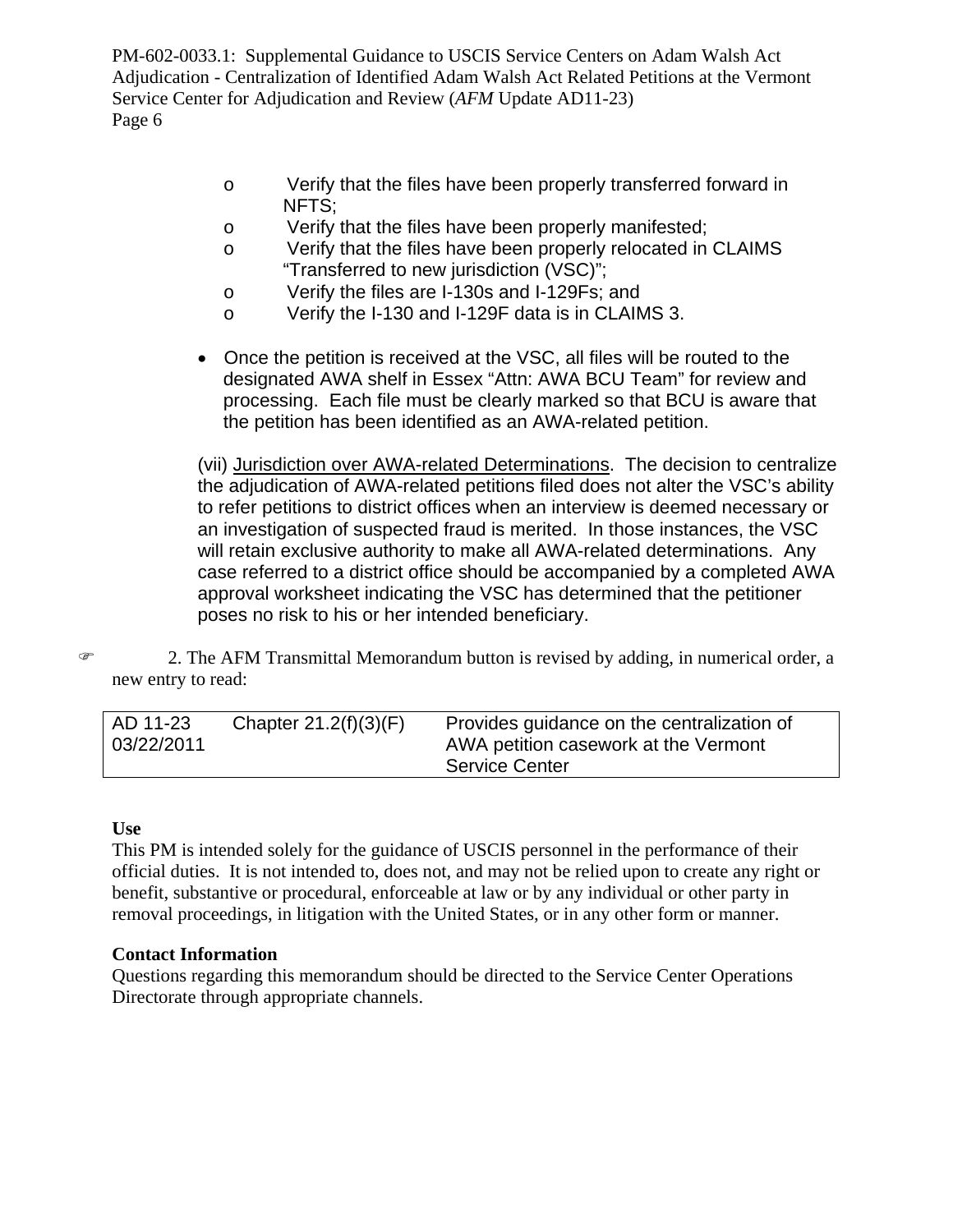- Verify that the files have been properly transferred forward in NFTS;
- Verify that the files have been properly manifested;
- Verify that the files have been properly relocated in CLAIMS "Transferred to new jurisdiction (VSC)";
- Verify the files are I-130s and I-129Fs; and
- Verify the I-130 and I-129F data is in CLAIMS 3.

- Once the petition is received at the VSC, all files will be routed to the designated AWA shelf in Essex "Attn: AWA BCU Team" for review and processing. Each file must be clearly marked so that BCU is aware that the petition has been identified as an AWA-related petition.

(vii) Jurisdiction over AWA-related Determinations. The decision to centralize the adjudication of AWA-related petitions filed does not alter the VSC's ability to refer petitions to district offices when an interview is deemed necessary or an investigation of suspected fraud is merited. In those instances, the VSC will retain exclusive authority to make all AWA-related determinations. Any case referred to a district office should be accompanied by a completed AWA approval worksheet indicating the VSC has determined that the petitioner poses no risk to his or her intended beneficiary.

2. The AFM Transmittal Memorandum button is revised by adding, in numerical order, a new entry to read:

| | | |
|---|---|---|
| AD 11-23 03/22/2011 | Chapter 21.2(f)(3)(F) | Provides guidance on the centralization of AWA petition casework at the Vermont Service Center |

**Use**

This PM is intended solely for the guidance of USCIS personnel in the performance of their official duties. It is not intended to, does not, and may not be relied upon to create any right or benefit, substantive or procedural, enforceable at law or by any individual or other party in removal proceedings, in litigation with the United States, or in any other form or manner.

**Contact Information**

Questions regarding this memorandum should be directed to the Service Center Operations Directorate through appropriate channels.